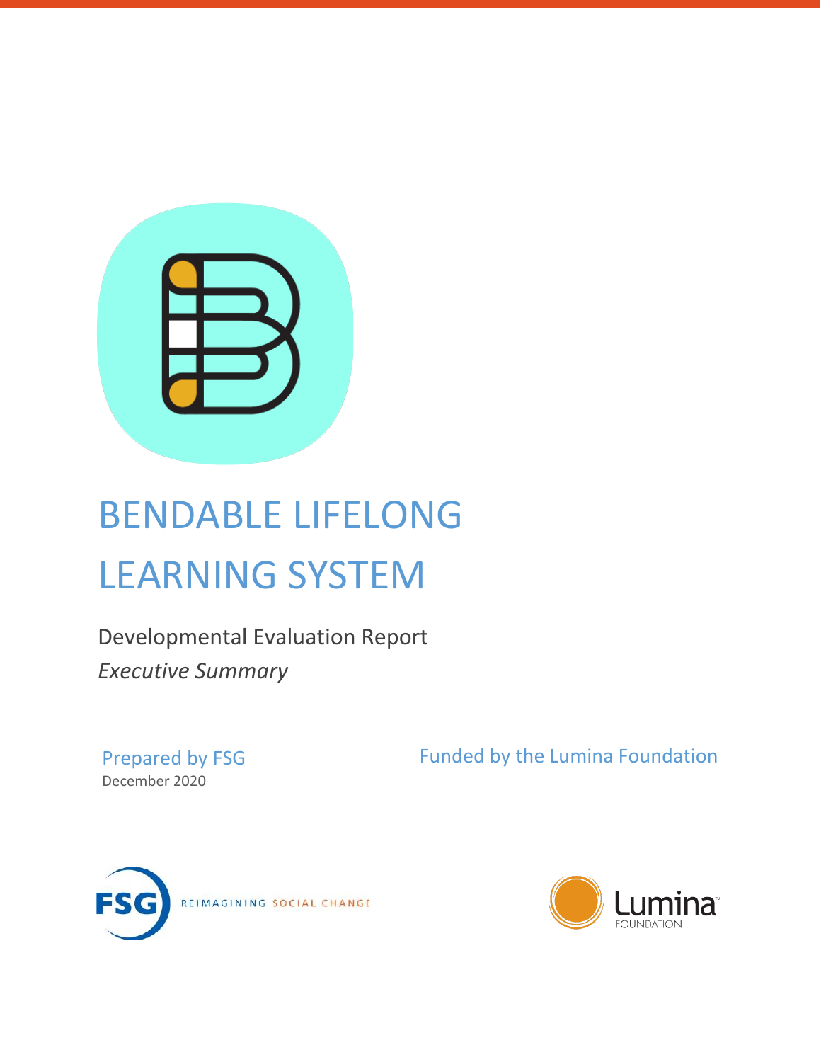# BENDABLE LIFELONG LEARNING SYSTEM

Developmental Evaluation Report

*Executive Summary*

Prepared by FSG

December 2020

Funded by the Lumina Foundation

FSG REIMAGINING SOCIAL CHANGE

Lumina FOUNDATION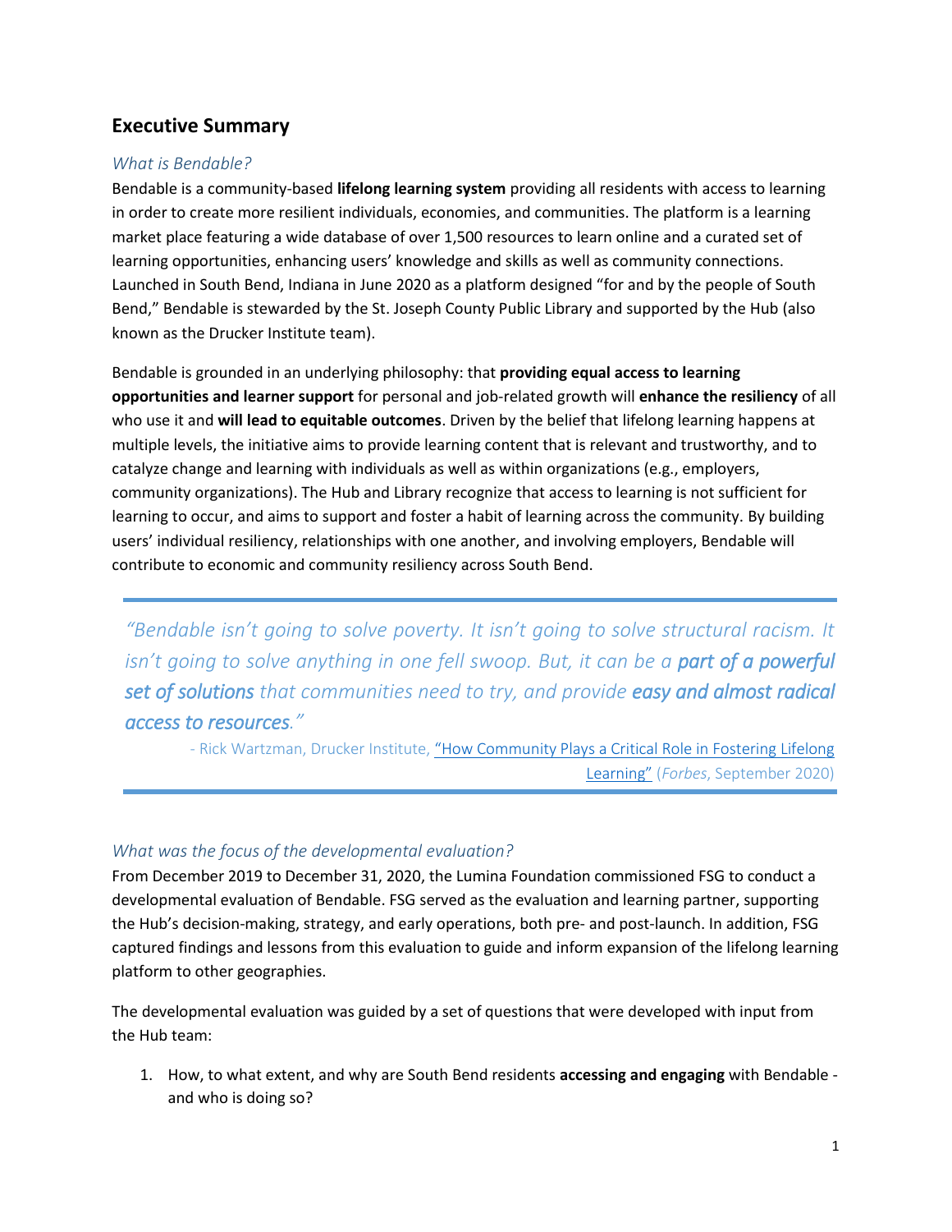## Executive Summary

### *What is Bendable?*

Bendable is a community-based **lifelong learning system** providing all residents with access to learning in order to create more resilient individuals, economies, and communities. The platform is a learning market place featuring a wide database of over 1,500 resources to learn online and a curated set of learning opportunities, enhancing users' knowledge and skills as well as community connections. Launched in South Bend, Indiana in June 2020 as a platform designed "for and by the people of South Bend," Bendable is stewarded by the St. Joseph County Public Library and supported by the Hub (also known as the Drucker Institute team).

Bendable is grounded in an underlying philosophy: that **providing equal access to learning opportunities and learner support** for personal and job-related growth will **enhance the resiliency** of all who use it and **will lead to equitable outcomes**. Driven by the belief that lifelong learning happens at multiple levels, the initiative aims to provide learning content that is relevant and trustworthy, and to catalyze change and learning with individuals as well as within organizations (e.g., employers, community organizations). The Hub and Library recognize that access to learning is not sufficient for learning to occur, and aims to support and foster a habit of learning across the community. By building users' individual resiliency, relationships with one another, and involving employers, Bendable will contribute to economic and community resiliency across South Bend.

> *"Bendable isn't going to solve poverty. It isn't going to solve structural racism. It isn't going to solve anything in one fell swoop. But, it can be a* ***part of a powerful set of solutions*** *that communities need to try, and provide* ***easy and almost radical access to resources****."*
>
> \- Rick Wartzman, Drucker Institute, "How Community Plays a Critical Role in Fostering Lifelong Learning" (*Forbes*, September 2020)

### *What was the focus of the developmental evaluation?*

From December 2019 to December 31, 2020, the Lumina Foundation commissioned FSG to conduct a developmental evaluation of Bendable. FSG served as the evaluation and learning partner, supporting the Hub's decision-making, strategy, and early operations, both pre- and post-launch. In addition, FSG captured findings and lessons from this evaluation to guide and inform expansion of the lifelong learning platform to other geographies.

The developmental evaluation was guided by a set of questions that were developed with input from the Hub team:

1. How, to what extent, and why are South Bend residents **accessing and engaging** with Bendable - and who is doing so?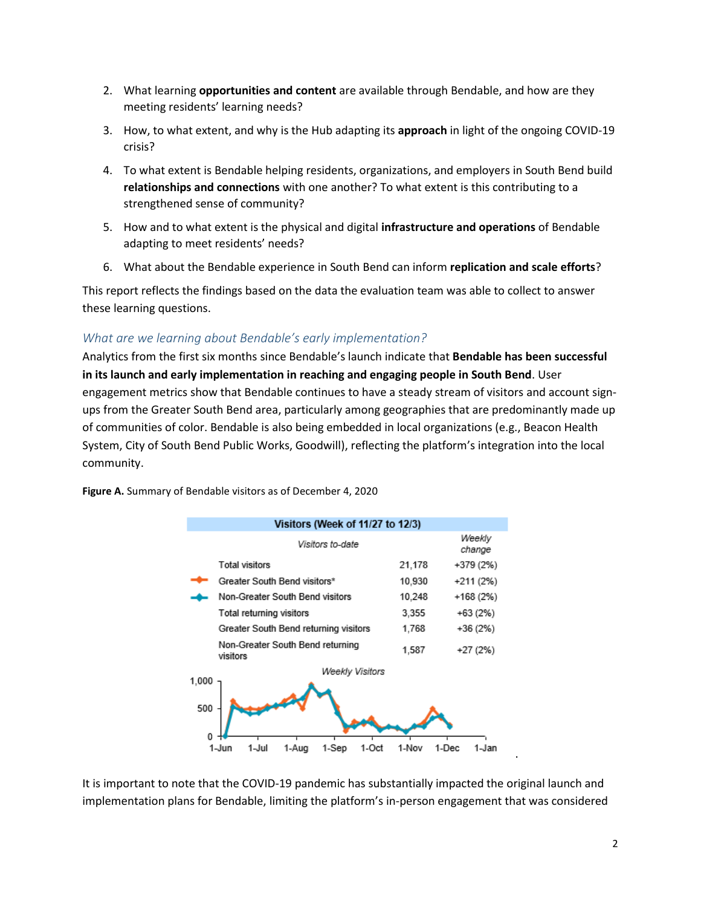2. What learning **opportunities and content** are available through Bendable, and how are they meeting residents' learning needs?
3. How, to what extent, and why is the Hub adapting its **approach** in light of the ongoing COVID-19 crisis?
4. To what extent is Bendable helping residents, organizations, and employers in South Bend build **relationships and connections** with one another? To what extent is this contributing to a strengthened sense of community?
5. How and to what extent is the physical and digital **infrastructure and operations** of Bendable adapting to meet residents' needs?
6. What about the Bendable experience in South Bend can inform **replication and scale efforts**?

This report reflects the findings based on the data the evaluation team was able to collect to answer these learning questions.

### *What are we learning about Bendable's early implementation?*

Analytics from the first six months since Bendable's launch indicate that **Bendable has been successful in its launch and early implementation in reaching and engaging people in South Bend**. User engagement metrics show that Bendable continues to have a steady stream of visitors and account sign-ups from the Greater South Bend area, particularly among geographies that are predominantly made up of communities of color. Bendable is also being embedded in local organizations (e.g., Beacon Health System, City of South Bend Public Works, Goodwill), reflecting the platform's integration into the local community.

**Figure A.** Summary of Bendable visitors as of December 4, 2020

| Visitors (Week of 11/27 to 12/3) | | |
|---|---|---|
| *Visitors to-date* | | *Weekly change* |
| Total visitors | 21,178 | +379 (2%) |
| Greater South Bend visitors* | 10,930 | +211 (2%) |
| Non-Greater South Bend visitors | 10,248 | +168 (2%) |
| Total returning visitors | 3,355 | +63 (2%) |
| Greater South Bend returning visitors | 1,768 | +36 (2%) |
| Non-Greater South Bend returning visitors | 1,587 | +27 (2%) |

It is important to note that the COVID-19 pandemic has substantially impacted the original launch and implementation plans for Bendable, limiting the platform's in-person engagement that was considered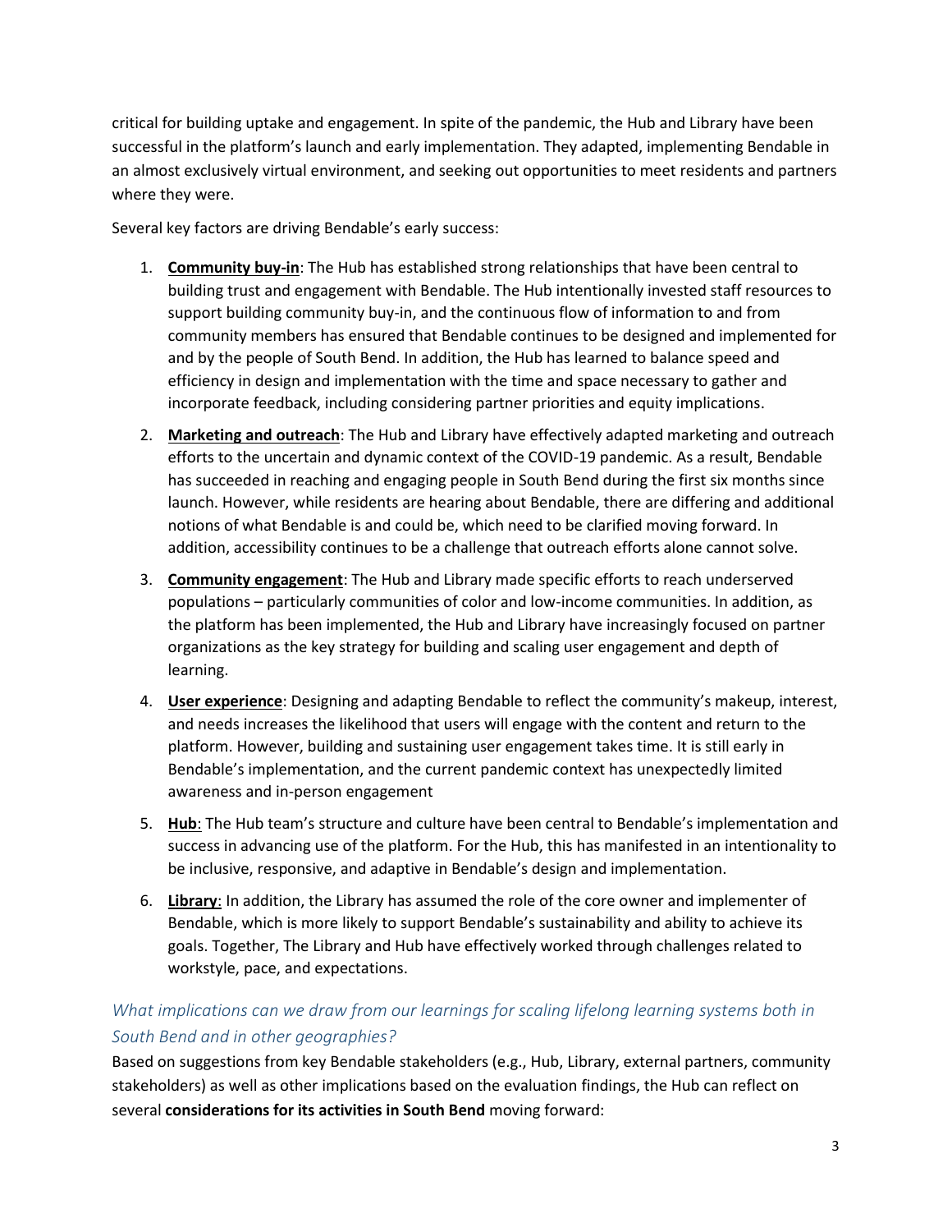critical for building uptake and engagement. In spite of the pandemic, the Hub and Library have been successful in the platform's launch and early implementation. They adapted, implementing Bendable in an almost exclusively virtual environment, and seeking out opportunities to meet residents and partners where they were.

Several key factors are driving Bendable's early success:

1. **<u>Community buy-in</u>**: The Hub has established strong relationships that have been central to building trust and engagement with Bendable. The Hub intentionally invested staff resources to support building community buy-in, and the continuous flow of information to and from community members has ensured that Bendable continues to be designed and implemented for and by the people of South Bend. In addition, the Hub has learned to balance speed and efficiency in design and implementation with the time and space necessary to gather and incorporate feedback, including considering partner priorities and equity implications.
2. **<u>Marketing and outreach</u>**: The Hub and Library have effectively adapted marketing and outreach efforts to the uncertain and dynamic context of the COVID-19 pandemic. As a result, Bendable has succeeded in reaching and engaging people in South Bend during the first six months since launch. However, while residents are hearing about Bendable, there are differing and additional notions of what Bendable is and could be, which need to be clarified moving forward. In addition, accessibility continues to be a challenge that outreach efforts alone cannot solve.
3. **<u>Community engagement</u>**: The Hub and Library made specific efforts to reach underserved populations – particularly communities of color and low-income communities. In addition, as the platform has been implemented, the Hub and Library have increasingly focused on partner organizations as the key strategy for building and scaling user engagement and depth of learning.
4. **<u>User experience</u>**: Designing and adapting Bendable to reflect the community's makeup, interest, and needs increases the likelihood that users will engage with the content and return to the platform. However, building and sustaining user engagement takes time. It is still early in Bendable's implementation, and the current pandemic context has unexpectedly limited awareness and in-person engagement
5. **<u>Hub</u>**: The Hub team's structure and culture have been central to Bendable's implementation and success in advancing use of the platform. For the Hub, this has manifested in an intentionality to be inclusive, responsive, and adaptive in Bendable's design and implementation.
6. **<u>Library</u>**: In addition, the Library has assumed the role of the core owner and implementer of Bendable, which is more likely to support Bendable's sustainability and ability to achieve its goals. Together, The Library and Hub have effectively worked through challenges related to workstyle, pace, and expectations.

### *What implications can we draw from our learnings for scaling lifelong learning systems both in South Bend and in other geographies?*

Based on suggestions from key Bendable stakeholders (e.g., Hub, Library, external partners, community stakeholders) as well as other implications based on the evaluation findings, the Hub can reflect on several **considerations for its activities in South Bend** moving forward: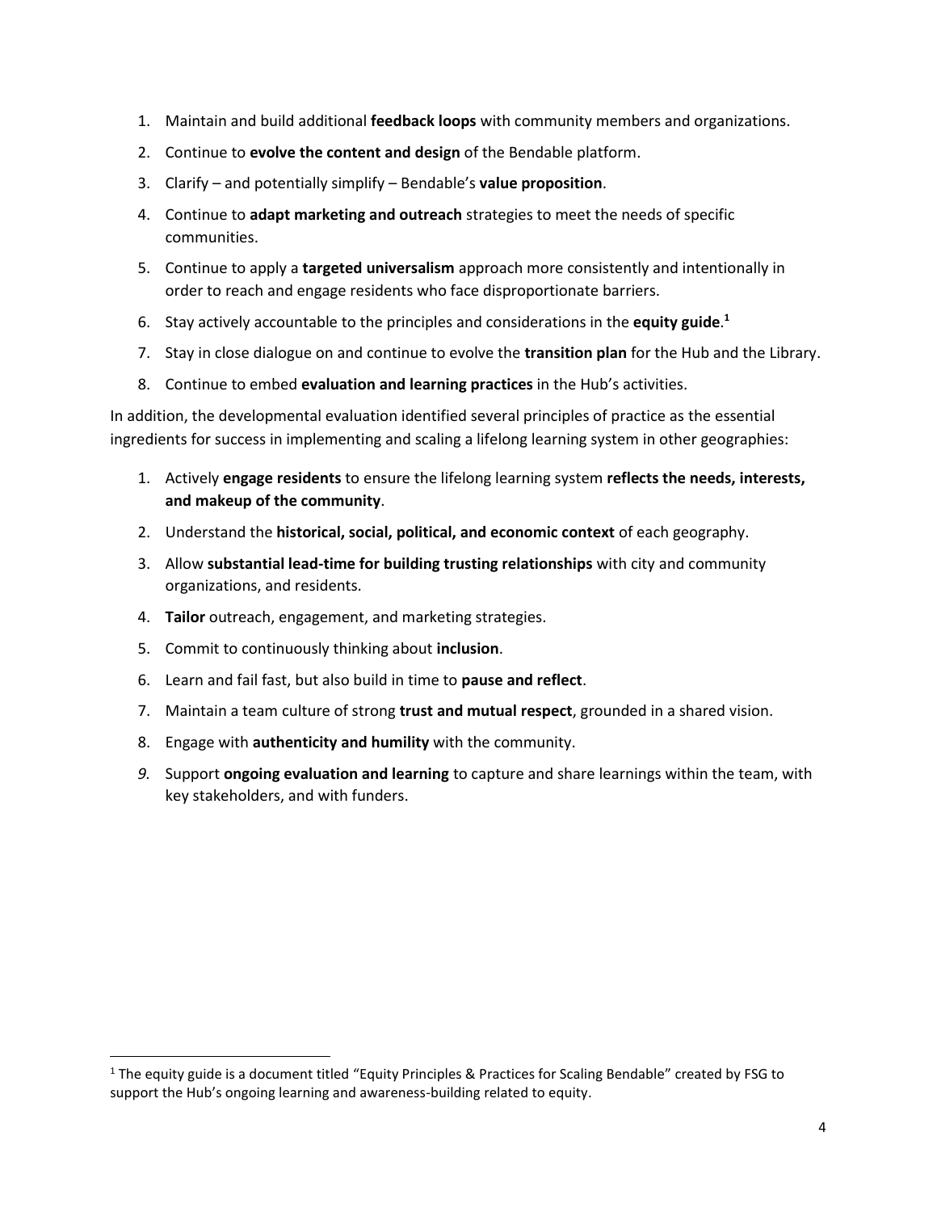1. Maintain and build additional **feedback loops** with community members and organizations.
2. Continue to **evolve the content and design** of the Bendable platform.
3. Clarify – and potentially simplify – Bendable's **value proposition**.
4. Continue to **adapt marketing and outreach** strategies to meet the needs of specific communities.
5. Continue to apply a **targeted universalism** approach more consistently and intentionally in order to reach and engage residents who face disproportionate barriers.
6. Stay actively accountable to the principles and considerations in the **equity guide**.[1]
7. Stay in close dialogue on and continue to evolve the **transition plan** for the Hub and the Library.
8. Continue to embed **evaluation and learning practices** in the Hub's activities.

In addition, the developmental evaluation identified several principles of practice as the essential ingredients for success in implementing and scaling a lifelong learning system in other geographies:

1. Actively **engage residents** to ensure the lifelong learning system **reflects the needs, interests, and makeup of the community**.
2. Understand the **historical, social, political, and economic context** of each geography.
3. Allow **substantial lead-time for building trusting relationships** with city and community organizations, and residents.
4. **Tailor** outreach, engagement, and marketing strategies.
5. Commit to continuously thinking about **inclusion**.
6. Learn and fail fast, but also build in time to **pause and reflect**.
7. Maintain a team culture of strong **trust and mutual respect**, grounded in a shared vision.
8. Engage with **authenticity and humility** with the community.
9. Support **ongoing evaluation and learning** to capture and share learnings within the team, with key stakeholders, and with funders.

[1] The equity guide is a document titled "Equity Principles & Practices for Scaling Bendable" created by FSG to support the Hub's ongoing learning and awareness-building related to equity.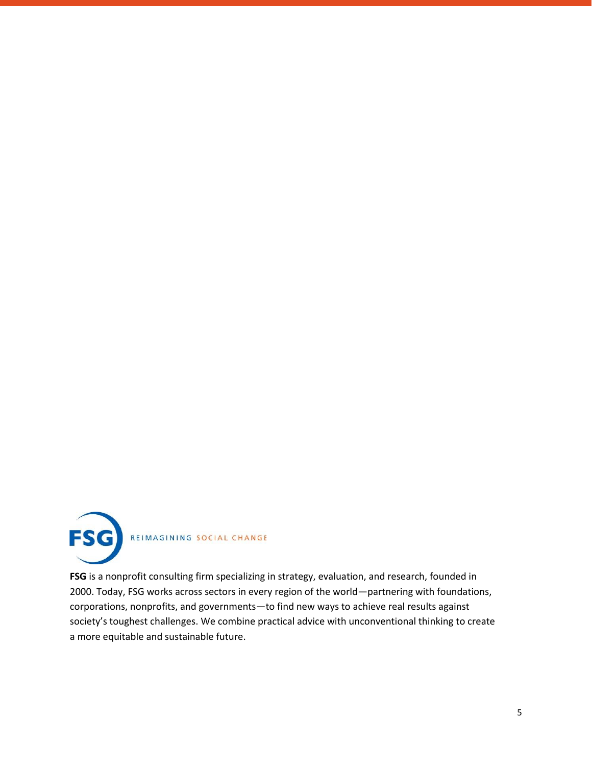FSG REIMAGINING SOCIAL CHANGE

**FSG** is a nonprofit consulting firm specializing in strategy, evaluation, and research, founded in 2000. Today, FSG works across sectors in every region of the world—partnering with foundations, corporations, nonprofits, and governments—to find new ways to achieve real results against society's toughest challenges. We combine practical advice with unconventional thinking to create a more equitable and sustainable future.